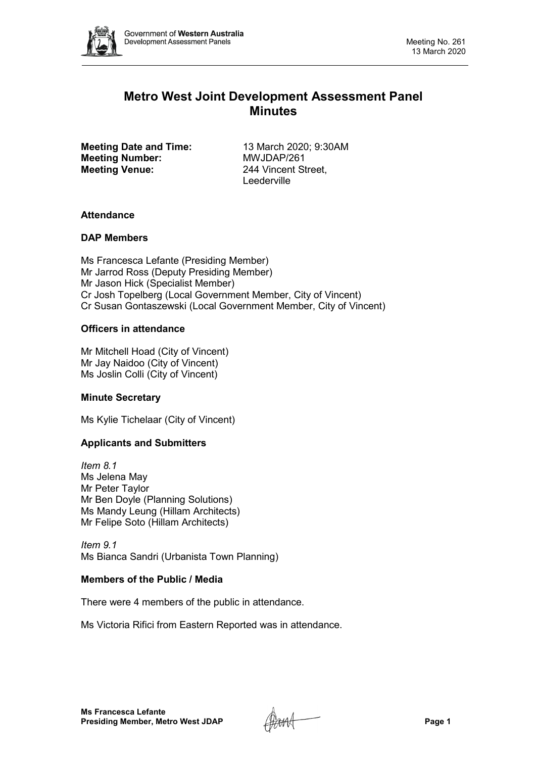# Metro West Joint Development Assessment Panel Minutes

**Meeting Date and Time:** 13 March 2020; 9:30AM
**Meeting Number:** MWJDAP/261
**Meeting Venue:** 244 Vincent Street, Leederville

### Attendance

#### DAP Members

Ms Francesca Lefante (Presiding Member)
Mr Jarrod Ross (Deputy Presiding Member)
Mr Jason Hick (Specialist Member)
Cr Josh Topelberg (Local Government Member, City of Vincent)
Cr Susan Gontaszewski (Local Government Member, City of Vincent)

#### Officers in attendance

Mr Mitchell Hoad (City of Vincent)
Mr Jay Naidoo (City of Vincent)
Ms Joslin Colli (City of Vincent)

#### Minute Secretary

Ms Kylie Tichelaar (City of Vincent)

#### Applicants and Submitters

*Item 8.1*
Ms Jelena May
Mr Peter Taylor
Mr Ben Doyle (Planning Solutions)
Ms Mandy Leung (Hillam Architects)
Mr Felipe Soto (Hillam Architects)

*Item 9.1*
Ms Bianca Sandri (Urbanista Town Planning)

#### Members of the Public / Media

There were 4 members of the public in attendance.

Ms Victoria Rifici from Eastern Reported was in attendance.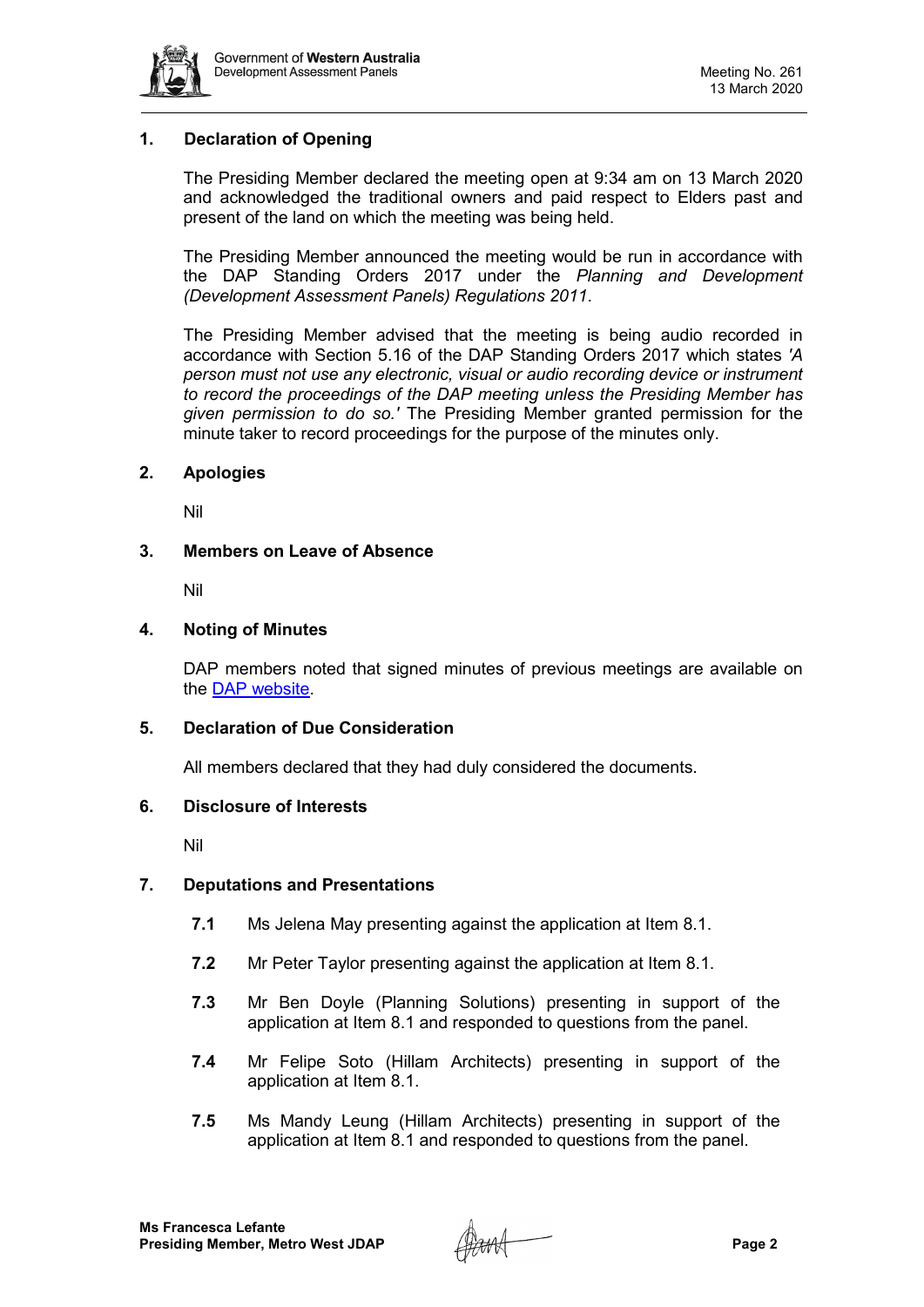## 1. Declaration of Opening

The Presiding Member declared the meeting open at 9:34 am on 13 March 2020 and acknowledged the traditional owners and paid respect to Elders past and present of the land on which the meeting was being held.

The Presiding Member announced the meeting would be run in accordance with the DAP Standing Orders 2017 under the *Planning and Development (Development Assessment Panels) Regulations 2011*.

The Presiding Member advised that the meeting is being audio recorded in accordance with Section 5.16 of the DAP Standing Orders 2017 which states *'A person must not use any electronic, visual or audio recording device or instrument to record the proceedings of the DAP meeting unless the Presiding Member has given permission to do so.'* The Presiding Member granted permission for the minute taker to record proceedings for the purpose of the minutes only.

## 2. Apologies

Nil

## 3. Members on Leave of Absence

Nil

## 4. Noting of Minutes

DAP members noted that signed minutes of previous meetings are available on the DAP website.

## 5. Declaration of Due Consideration

All members declared that they had duly considered the documents.

## 6. Disclosure of Interests

Nil

## 7. Deputations and Presentations

**7.1** Ms Jelena May presenting against the application at Item 8.1.

**7.2** Mr Peter Taylor presenting against the application at Item 8.1.

**7.3** Mr Ben Doyle (Planning Solutions) presenting in support of the application at Item 8.1 and responded to questions from the panel.

**7.4** Mr Felipe Soto (Hillam Architects) presenting in support of the application at Item 8.1.

**7.5** Ms Mandy Leung (Hillam Architects) presenting in support of the application at Item 8.1 and responded to questions from the panel.

**Ms Francesca Lefante**
**Presiding Member, Metro West JDAP**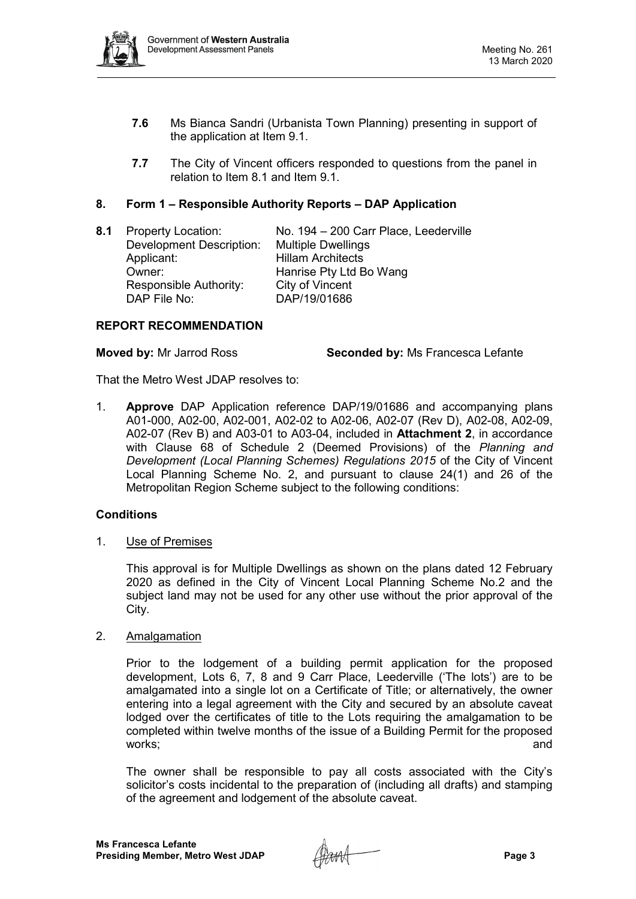**7.6** Ms Bianca Sandri (Urbanista Town Planning) presenting in support of the application at Item 9.1.

**7.7** The City of Vincent officers responded to questions from the panel in relation to Item 8.1 and Item 9.1.

## 8. Form 1 – Responsible Authority Reports – DAP Application

**8.1**

| | |
|---|---|
| Property Location: | No. 194 – 200 Carr Place, Leederville |
| Development Description: | Multiple Dwellings |
| Applicant: | Hillam Architects |
| Owner: | Hanrise Pty Ltd Bo Wang |
| Responsible Authority: | City of Vincent |
| DAP File No: | DAP/19/01686 |

**REPORT RECOMMENDATION**

**Moved by:** Mr Jarrod Ross **Seconded by:** Ms Francesca Lefante

That the Metro West JDAP resolves to:

1. **Approve** DAP Application reference DAP/19/01686 and accompanying plans A01-000, A02-00, A02-001, A02-02 to A02-06, A02-07 (Rev D), A02-08, A02-09, A02-07 (Rev B) and A03-01 to A03-04, included in **Attachment 2**, in accordance with Clause 68 of Schedule 2 (Deemed Provisions) of the *Planning and Development (Local Planning Schemes) Regulations 2015* of the City of Vincent Local Planning Scheme No. 2, and pursuant to clause 24(1) and 26 of the Metropolitan Region Scheme subject to the following conditions:

**Conditions**

1. Use of Premises

   This approval is for Multiple Dwellings as shown on the plans dated 12 February 2020 as defined in the City of Vincent Local Planning Scheme No.2 and the subject land may not be used for any other use without the prior approval of the City.

2. Amalgamation

   Prior to the lodgement of a building permit application for the proposed development, Lots 6, 7, 8 and 9 Carr Place, Leederville ('The lots') are to be amalgamated into a single lot on a Certificate of Title; or alternatively, the owner entering into a legal agreement with the City and secured by an absolute caveat lodged over the certificates of title to the Lots requiring the amalgamation to be completed within twelve months of the issue of a Building Permit for the proposed works; and

   The owner shall be responsible to pay all costs associated with the City's solicitor's costs incidental to the preparation of (including all drafts) and stamping of the agreement and lodgement of the absolute caveat.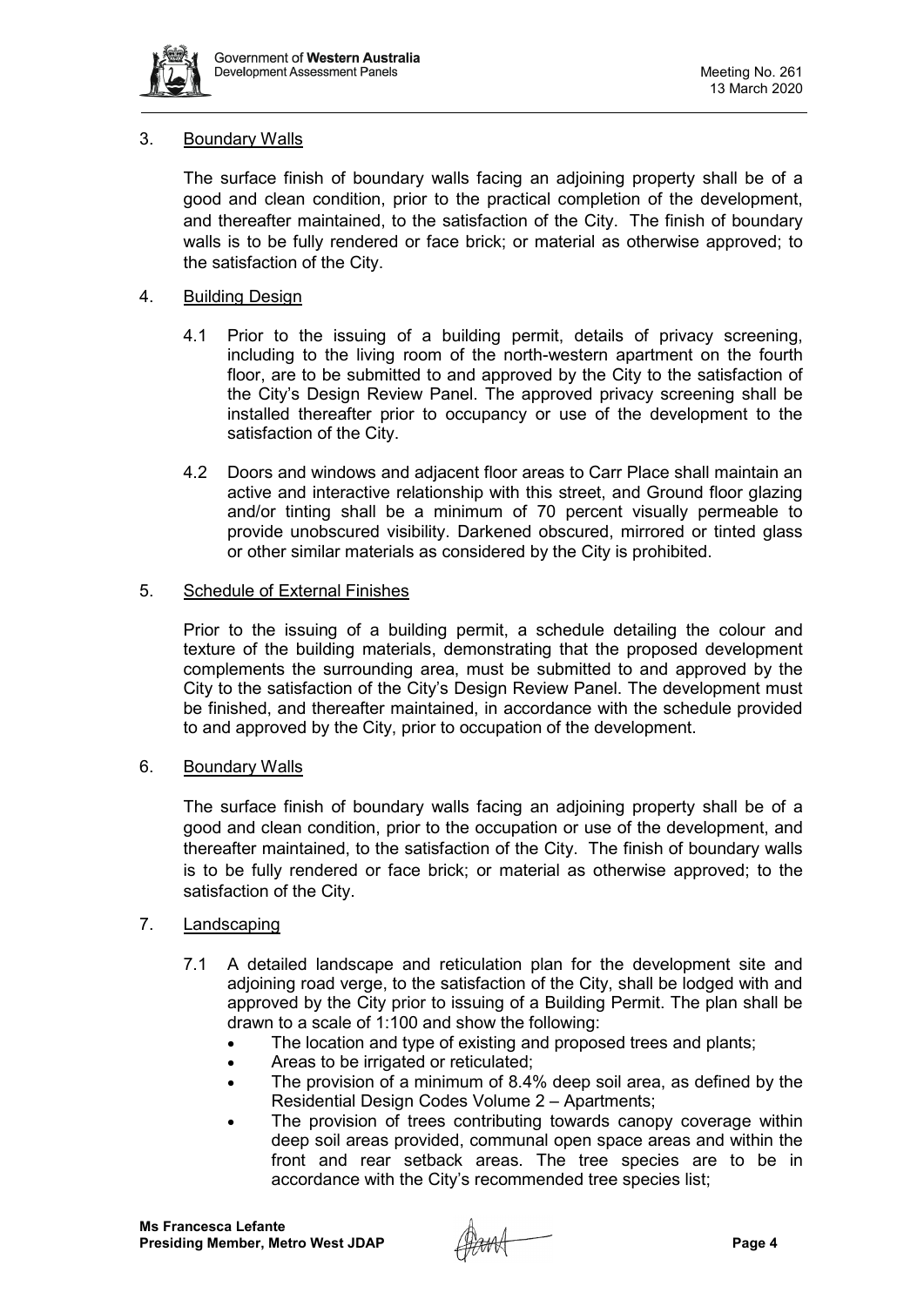3. <u>Boundary Walls</u>

   The surface finish of boundary walls facing an adjoining property shall be of a good and clean condition, prior to the practical completion of the development, and thereafter maintained, to the satisfaction of the City. The finish of boundary walls is to be fully rendered or face brick; or material as otherwise approved; to the satisfaction of the City.

4. <u>Building Design</u>

   4.1 Prior to the issuing of a building permit, details of privacy screening, including to the living room of the north-western apartment on the fourth floor, are to be submitted to and approved by the City to the satisfaction of the City's Design Review Panel. The approved privacy screening shall be installed thereafter prior to occupancy or use of the development to the satisfaction of the City.

   4.2 Doors and windows and adjacent floor areas to Carr Place shall maintain an active and interactive relationship with this street, and Ground floor glazing and/or tinting shall be a minimum of 70 percent visually permeable to provide unobscured visibility. Darkened obscured, mirrored or tinted glass or other similar materials as considered by the City is prohibited.

5. <u>Schedule of External Finishes</u>

   Prior to the issuing of a building permit, a schedule detailing the colour and texture of the building materials, demonstrating that the proposed development complements the surrounding area, must be submitted to and approved by the City to the satisfaction of the City's Design Review Panel. The development must be finished, and thereafter maintained, in accordance with the schedule provided to and approved by the City, prior to occupation of the development.

6. <u>Boundary Walls</u>

   The surface finish of boundary walls facing an adjoining property shall be of a good and clean condition, prior to the occupation or use of the development, and thereafter maintained, to the satisfaction of the City. The finish of boundary walls is to be fully rendered or face brick; or material as otherwise approved; to the satisfaction of the City.

7. <u>Landscaping</u>

   7.1 A detailed landscape and reticulation plan for the development site and adjoining road verge, to the satisfaction of the City, shall be lodged with and approved by the City prior to issuing of a Building Permit. The plan shall be drawn to a scale of 1:100 and show the following:
   - The location and type of existing and proposed trees and plants;
   - Areas to be irrigated or reticulated;
   - The provision of a minimum of 8.4% deep soil area, as defined by the Residential Design Codes Volume 2 – Apartments;
   - The provision of trees contributing towards canopy coverage within deep soil areas provided, communal open space areas and within the front and rear setback areas. The tree species are to be in accordance with the City's recommended tree species list;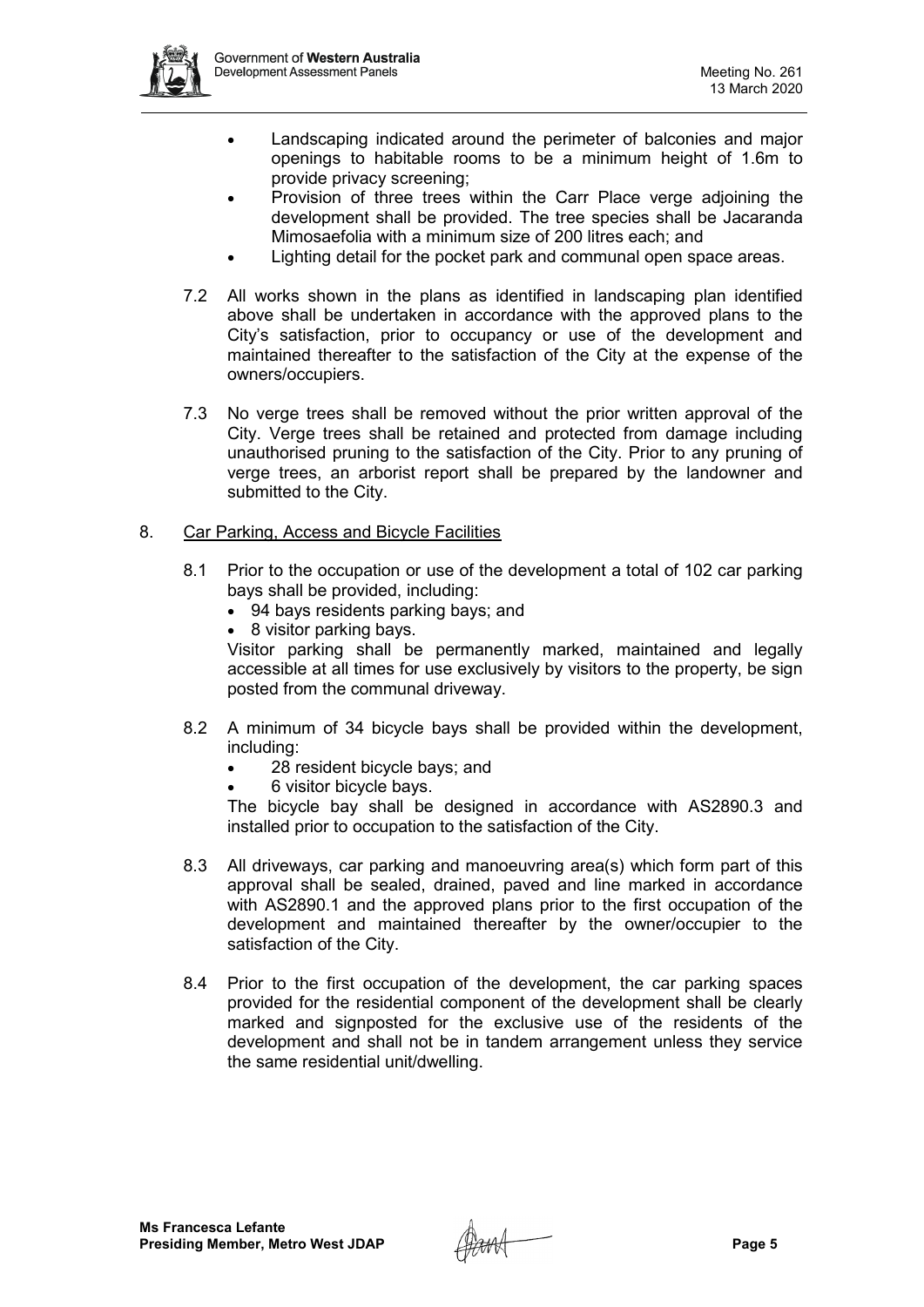- Landscaping indicated around the perimeter of balconies and major openings to habitable rooms to be a minimum height of 1.6m to provide privacy screening;
- Provision of three trees within the Carr Place verge adjoining the development shall be provided. The tree species shall be Jacaranda Mimosaefolia with a minimum size of 200 litres each; and
- Lighting detail for the pocket park and communal open space areas.

7.2 All works shown in the plans as identified in landscaping plan identified above shall be undertaken in accordance with the approved plans to the City's satisfaction, prior to occupancy or use of the development and maintained thereafter to the satisfaction of the City at the expense of the owners/occupiers.

7.3 No verge trees shall be removed without the prior written approval of the City. Verge trees shall be retained and protected from damage including unauthorised pruning to the satisfaction of the City. Prior to any pruning of verge trees, an arborist report shall be prepared by the landowner and submitted to the City.

8. Car Parking, Access and Bicycle Facilities

8.1 Prior to the occupation or use of the development a total of 102 car parking bays shall be provided, including:
- 94 bays residents parking bays; and
- 8 visitor parking bays.

Visitor parking shall be permanently marked, maintained and legally accessible at all times for use exclusively by visitors to the property, be sign posted from the communal driveway.

8.2 A minimum of 34 bicycle bays shall be provided within the development, including:
- 28 resident bicycle bays; and
- 6 visitor bicycle bays.

The bicycle bay shall be designed in accordance with AS2890.3 and installed prior to occupation to the satisfaction of the City.

8.3 All driveways, car parking and manoeuvring area(s) which form part of this approval shall be sealed, drained, paved and line marked in accordance with AS2890.1 and the approved plans prior to the first occupation of the development and maintained thereafter by the owner/occupier to the satisfaction of the City.

8.4 Prior to the first occupation of the development, the car parking spaces provided for the residential component of the development shall be clearly marked and signposted for the exclusive use of the residents of the development and shall not be in tandem arrangement unless they service the same residential unit/dwelling.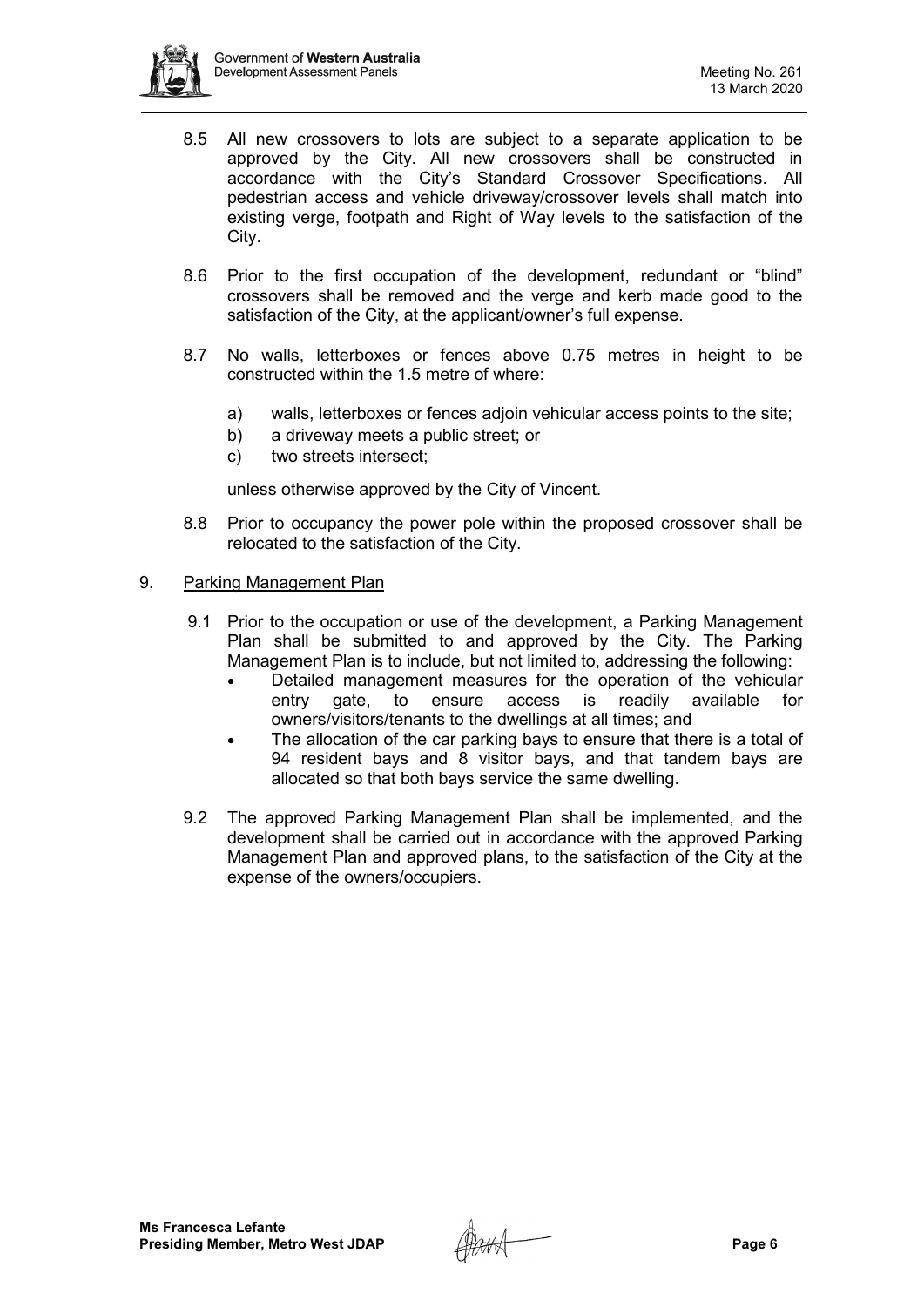8.5 All new crossovers to lots are subject to a separate application to be approved by the City. All new crossovers shall be constructed in accordance with the City's Standard Crossover Specifications. All pedestrian access and vehicle driveway/crossover levels shall match into existing verge, footpath and Right of Way levels to the satisfaction of the City.

8.6 Prior to the first occupation of the development, redundant or "blind" crossovers shall be removed and the verge and kerb made good to the satisfaction of the City, at the applicant/owner's full expense.

8.7 No walls, letterboxes or fences above 0.75 metres in height to be constructed within the 1.5 metre of where:

a) walls, letterboxes or fences adjoin vehicular access points to the site;
b) a driveway meets a public street; or
c) two streets intersect;

unless otherwise approved by the City of Vincent.

8.8 Prior to occupancy the power pole within the proposed crossover shall be relocated to the satisfaction of the City.

9. Parking Management Plan

9.1 Prior to the occupation or use of the development, a Parking Management Plan shall be submitted to and approved by the City. The Parking Management Plan is to include, but not limited to, addressing the following:
- Detailed management measures for the operation of the vehicular entry gate, to ensure access is readily available for owners/visitors/tenants to the dwellings at all times; and
- The allocation of the car parking bays to ensure that there is a total of 94 resident bays and 8 visitor bays, and that tandem bays are allocated so that both bays service the same dwelling.

9.2 The approved Parking Management Plan shall be implemented, and the development shall be carried out in accordance with the approved Parking Management Plan and approved plans, to the satisfaction of the City at the expense of the owners/occupiers.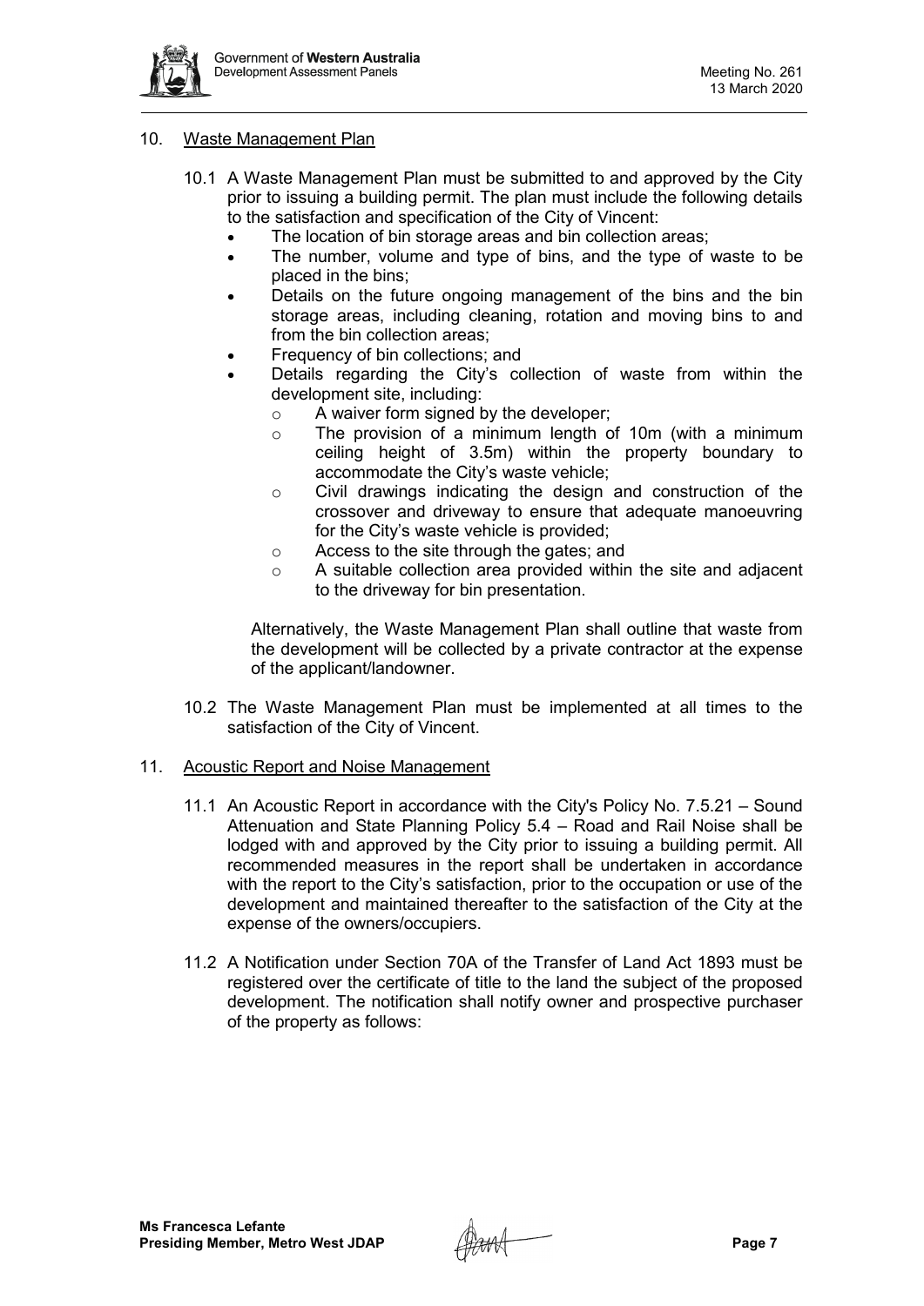10. <u>Waste Management Plan</u>

    10.1 A Waste Management Plan must be submitted to and approved by the City prior to issuing a building permit. The plan must include the following details to the satisfaction and specification of the City of Vincent:

    - The location of bin storage areas and bin collection areas;
    - The number, volume and type of bins, and the type of waste to be placed in the bins;
    - Details on the future ongoing management of the bins and the bin storage areas, including cleaning, rotation and moving bins to and from the bin collection areas;
    - Frequency of bin collections; and
    - Details regarding the City's collection of waste from within the development site, including:
        - A waiver form signed by the developer;
        - The provision of a minimum length of 10m (with a minimum ceiling height of 3.5m) within the property boundary to accommodate the City's waste vehicle;
        - Civil drawings indicating the design and construction of the crossover and driveway to ensure that adequate manoeuvring for the City's waste vehicle is provided;
        - Access to the site through the gates; and
        - A suitable collection area provided within the site and adjacent to the driveway for bin presentation.

    Alternatively, the Waste Management Plan shall outline that waste from the development will be collected by a private contractor at the expense of the applicant/landowner.

    10.2 The Waste Management Plan must be implemented at all times to the satisfaction of the City of Vincent.

11. <u>Acoustic Report and Noise Management</u>

    11.1 An Acoustic Report in accordance with the City's Policy No. 7.5.21 – Sound Attenuation and State Planning Policy 5.4 – Road and Rail Noise shall be lodged with and approved by the City prior to issuing a building permit. All recommended measures in the report shall be undertaken in accordance with the report to the City's satisfaction, prior to the occupation or use of the development and maintained thereafter to the satisfaction of the City at the expense of the owners/occupiers.

    11.2 A Notification under Section 70A of the Transfer of Land Act 1893 must be registered over the certificate of title to the land the subject of the proposed development. The notification shall notify owner and prospective purchaser of the property as follows: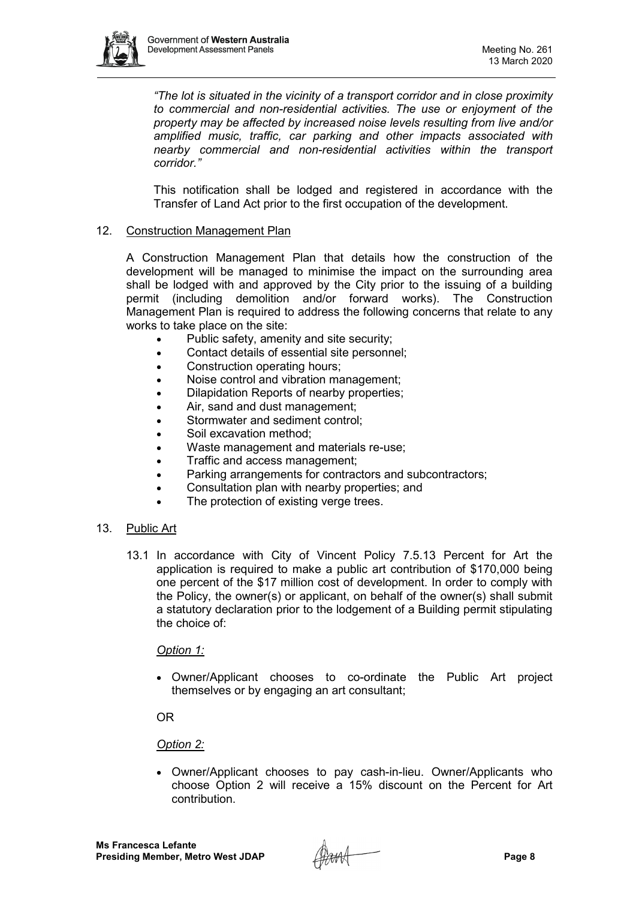*"The lot is situated in the vicinity of a transport corridor and in close proximity to commercial and non-residential activities. The use or enjoyment of the property may be affected by increased noise levels resulting from live and/or amplified music, traffic, car parking and other impacts associated with nearby commercial and non-residential activities within the transport corridor."*

This notification shall be lodged and registered in accordance with the Transfer of Land Act prior to the first occupation of the development.

12. Construction Management Plan

A Construction Management Plan that details how the construction of the development will be managed to minimise the impact on the surrounding area shall be lodged with and approved by the City prior to the issuing of a building permit (including demolition and/or forward works). The Construction Management Plan is required to address the following concerns that relate to any works to take place on the site:

- Public safety, amenity and site security;
- Contact details of essential site personnel;
- Construction operating hours;
- Noise control and vibration management;
- Dilapidation Reports of nearby properties;
- Air, sand and dust management;
- Stormwater and sediment control;
- Soil excavation method;
- Waste management and materials re-use;
- Traffic and access management;
- Parking arrangements for contractors and subcontractors;
- Consultation plan with nearby properties; and
- The protection of existing verge trees.

13. Public Art

13.1 In accordance with City of Vincent Policy 7.5.13 Percent for Art the application is required to make a public art contribution of $170,000 being one percent of the $17 million cost of development. In order to comply with the Policy, the owner(s) or applicant, on behalf of the owner(s) shall submit a statutory declaration prior to the lodgement of a Building permit stipulating the choice of:

*Option 1:*

- Owner/Applicant chooses to co-ordinate the Public Art project themselves or by engaging an art consultant;

OR

*Option 2:*

- Owner/Applicant chooses to pay cash-in-lieu. Owner/Applicants who choose Option 2 will receive a 15% discount on the Percent for Art contribution.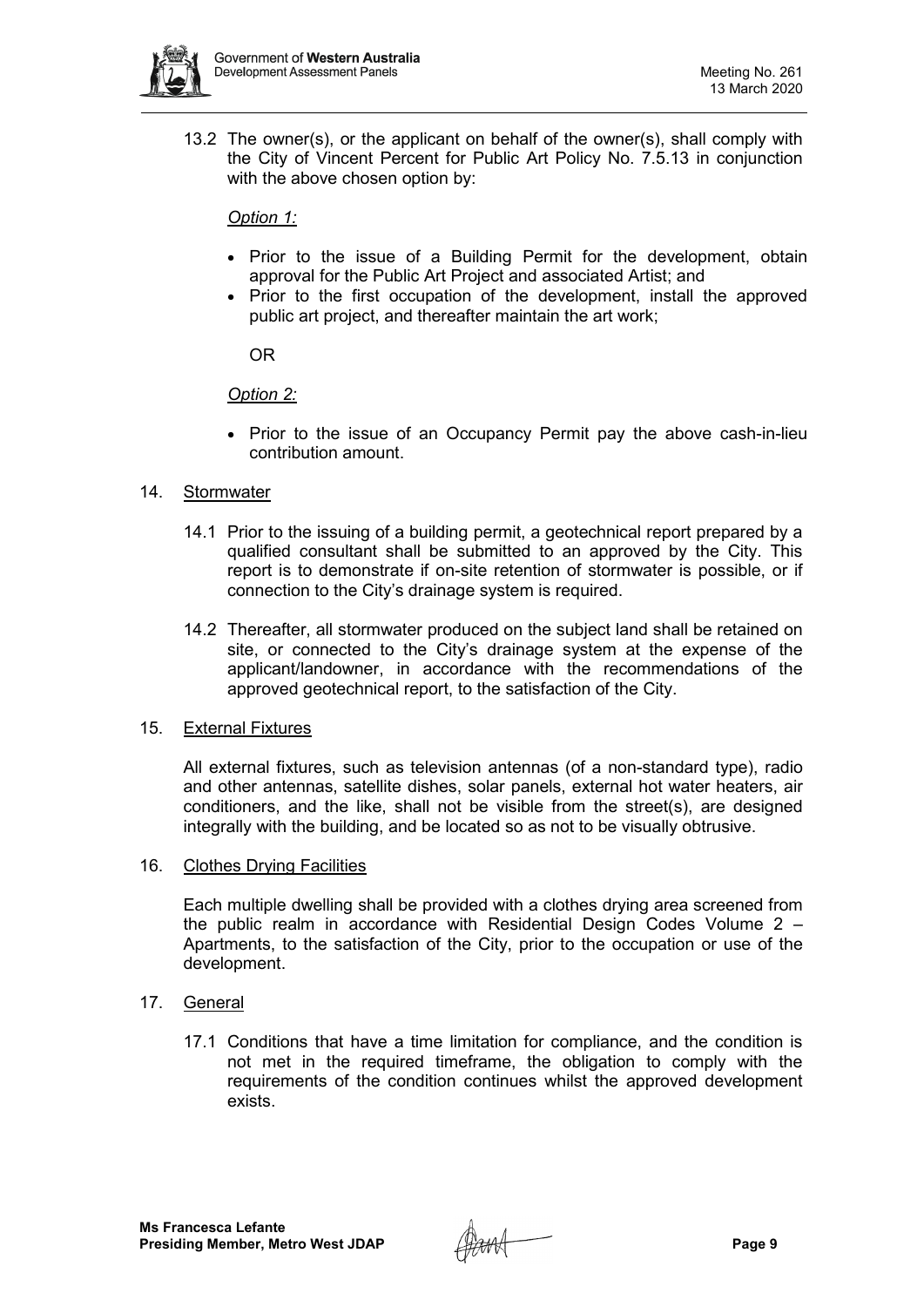13.2 The owner(s), or the applicant on behalf of the owner(s), shall comply with the City of Vincent Percent for Public Art Policy No. 7.5.13 in conjunction with the above chosen option by:

*Option 1:*

- Prior to the issue of a Building Permit for the development, obtain approval for the Public Art Project and associated Artist; and
- Prior to the first occupation of the development, install the approved public art project, and thereafter maintain the art work;

OR

*Option 2:*

- Prior to the issue of an Occupancy Permit pay the above cash-in-lieu contribution amount.

14. Stormwater

14.1 Prior to the issuing of a building permit, a geotechnical report prepared by a qualified consultant shall be submitted to an approved by the City. This report is to demonstrate if on-site retention of stormwater is possible, or if connection to the City's drainage system is required.

14.2 Thereafter, all stormwater produced on the subject land shall be retained on site, or connected to the City's drainage system at the expense of the applicant/landowner, in accordance with the recommendations of the approved geotechnical report, to the satisfaction of the City.

15. External Fixtures

All external fixtures, such as television antennas (of a non-standard type), radio and other antennas, satellite dishes, solar panels, external hot water heaters, air conditioners, and the like, shall not be visible from the street(s), are designed integrally with the building, and be located so as not to be visually obtrusive.

16. Clothes Drying Facilities

Each multiple dwelling shall be provided with a clothes drying area screened from the public realm in accordance with Residential Design Codes Volume 2 – Apartments, to the satisfaction of the City, prior to the occupation or use of the development.

17. General

17.1 Conditions that have a time limitation for compliance, and the condition is not met in the required timeframe, the obligation to comply with the requirements of the condition continues whilst the approved development exists.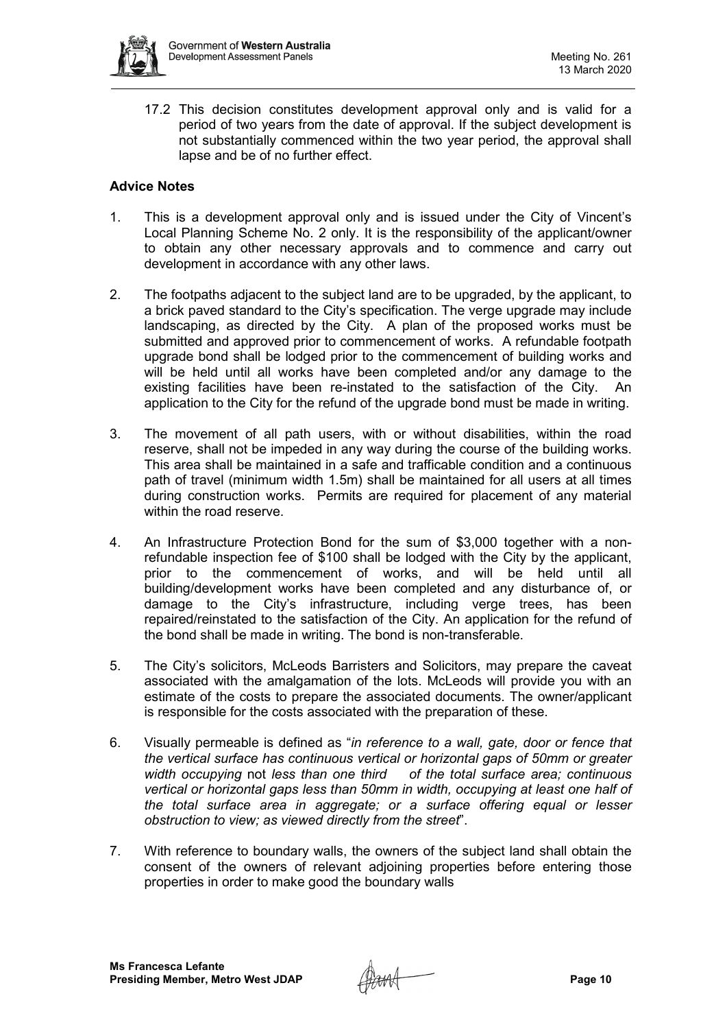17.2 This decision constitutes development approval only and is valid for a period of two years from the date of approval. If the subject development is not substantially commenced within the two year period, the approval shall lapse and be of no further effect.

**Advice Notes**

1. This is a development approval only and is issued under the City of Vincent's Local Planning Scheme No. 2 only. It is the responsibility of the applicant/owner to obtain any other necessary approvals and to commence and carry out development in accordance with any other laws.

2. The footpaths adjacent to the subject land are to be upgraded, by the applicant, to a brick paved standard to the City's specification. The verge upgrade may include landscaping, as directed by the City. A plan of the proposed works must be submitted and approved prior to commencement of works. A refundable footpath upgrade bond shall be lodged prior to the commencement of building works and will be held until all works have been completed and/or any damage to the existing facilities have been re-instated to the satisfaction of the City. An application to the City for the refund of the upgrade bond must be made in writing.

3. The movement of all path users, with or without disabilities, within the road reserve, shall not be impeded in any way during the course of the building works. This area shall be maintained in a safe and trafficable condition and a continuous path of travel (minimum width 1.5m) shall be maintained for all users at all times during construction works. Permits are required for placement of any material within the road reserve.

4. An Infrastructure Protection Bond for the sum of $3,000 together with a non-refundable inspection fee of $100 shall be lodged with the City by the applicant, prior to the commencement of works, and will be held until all building/development works have been completed and any disturbance of, or damage to the City's infrastructure, including verge trees, has been repaired/reinstated to the satisfaction of the City. An application for the refund of the bond shall be made in writing. The bond is non-transferable.

5. The City's solicitors, McLeods Barristers and Solicitors, may prepare the caveat associated with the amalgamation of the lots. McLeods will provide you with an estimate of the costs to prepare the associated documents. The owner/applicant is responsible for the costs associated with the preparation of these.

6. Visually permeable is defined as "*in reference to a wall, gate, door or fence that the vertical surface has continuous vertical or horizontal gaps of 50mm or greater width occupying* not *less than one third of the total surface area; continuous vertical or horizontal gaps less than 50mm in width, occupying at least one half of the total surface area in aggregate; or a surface offering equal or lesser obstruction to view; as viewed directly from the street*".

7. With reference to boundary walls, the owners of the subject land shall obtain the consent of the owners of relevant adjoining properties before entering those properties in order to make good the boundary walls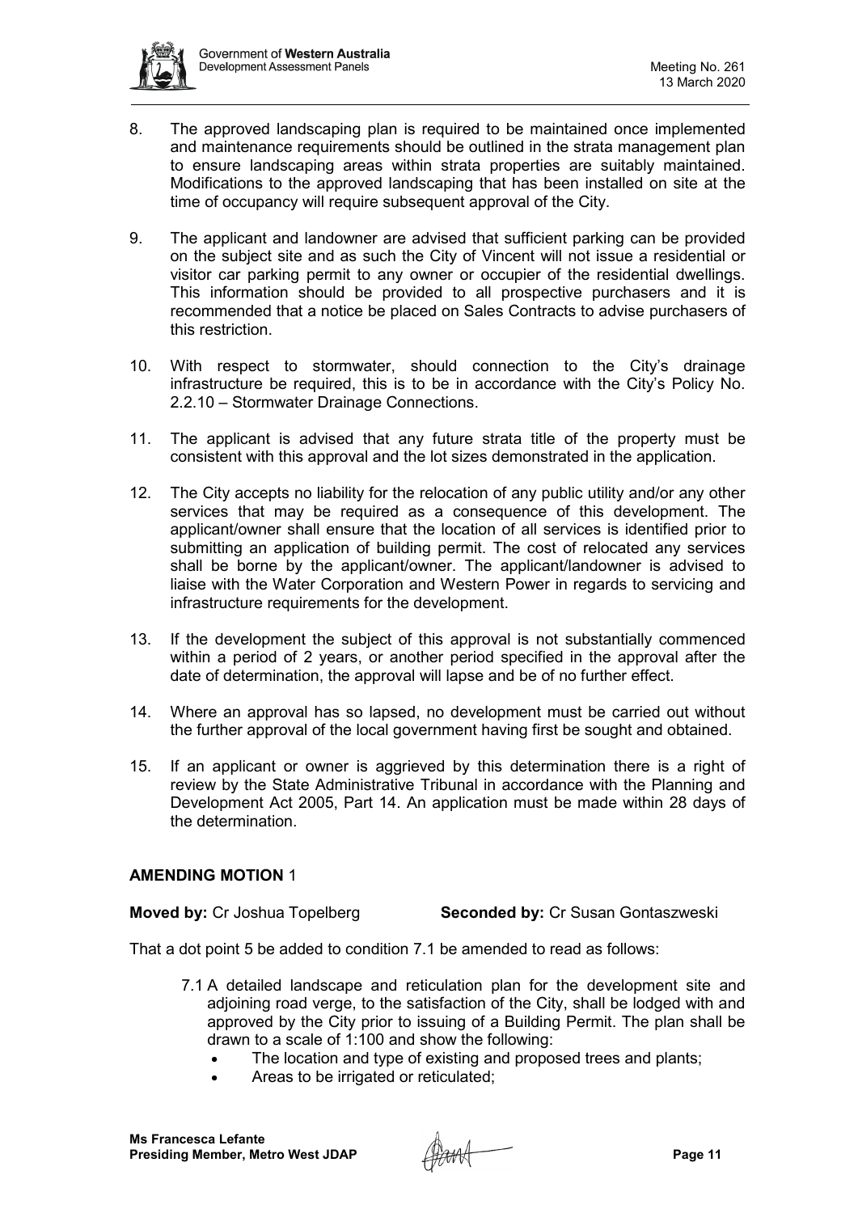8. The approved landscaping plan is required to be maintained once implemented and maintenance requirements should be outlined in the strata management plan to ensure landscaping areas within strata properties are suitably maintained. Modifications to the approved landscaping that has been installed on site at the time of occupancy will require subsequent approval of the City.

9. The applicant and landowner are advised that sufficient parking can be provided on the subject site and as such the City of Vincent will not issue a residential or visitor car parking permit to any owner or occupier of the residential dwellings. This information should be provided to all prospective purchasers and it is recommended that a notice be placed on Sales Contracts to advise purchasers of this restriction.

10. With respect to stormwater, should connection to the City's drainage infrastructure be required, this is to be in accordance with the City's Policy No. 2.2.10 – Stormwater Drainage Connections.

11. The applicant is advised that any future strata title of the property must be consistent with this approval and the lot sizes demonstrated in the application.

12. The City accepts no liability for the relocation of any public utility and/or any other services that may be required as a consequence of this development. The applicant/owner shall ensure that the location of all services is identified prior to submitting an application of building permit. The cost of relocated any services shall be borne by the applicant/owner. The applicant/landowner is advised to liaise with the Water Corporation and Western Power in regards to servicing and infrastructure requirements for the development.

13. If the development the subject of this approval is not substantially commenced within a period of 2 years, or another period specified in the approval after the date of determination, the approval will lapse and be of no further effect.

14. Where an approval has so lapsed, no development must be carried out without the further approval of the local government having first be sought and obtained.

15. If an applicant or owner is aggrieved by this determination there is a right of review by the State Administrative Tribunal in accordance with the Planning and Development Act 2005, Part 14. An application must be made within 28 days of the determination.

**AMENDING MOTION** 1

**Moved by:** Cr Joshua Topelberg **Seconded by:** Cr Susan Gontaszweski

That a dot point 5 be added to condition 7.1 be amended to read as follows:

7.1 A detailed landscape and reticulation plan for the development site and adjoining road verge, to the satisfaction of the City, shall be lodged with and approved by the City prior to issuing of a Building Permit. The plan shall be drawn to a scale of 1:100 and show the following:

- The location and type of existing and proposed trees and plants;
- Areas to be irrigated or reticulated;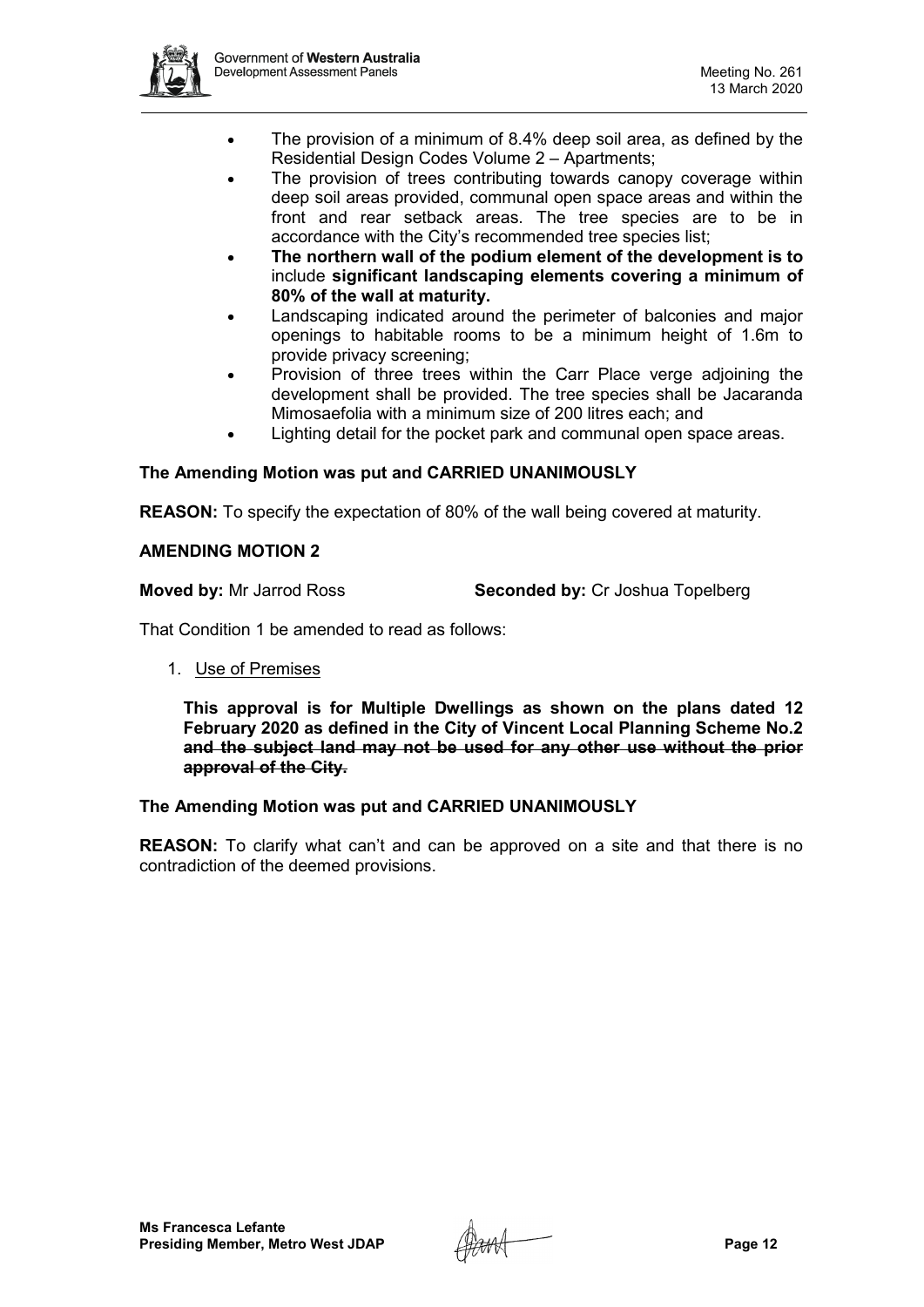- The provision of a minimum of 8.4% deep soil area, as defined by the Residential Design Codes Volume 2 – Apartments;
- The provision of trees contributing towards canopy coverage within deep soil areas provided, communal open space areas and within the front and rear setback areas. The tree species are to be in accordance with the City's recommended tree species list;
- **The northern wall of the podium element of the development is to** include **significant landscaping elements covering a minimum of 80% of the wall at maturity.**
- Landscaping indicated around the perimeter of balconies and major openings to habitable rooms to be a minimum height of 1.6m to provide privacy screening;
- Provision of three trees within the Carr Place verge adjoining the development shall be provided. The tree species shall be Jacaranda Mimosaefolia with a minimum size of 200 litres each; and
- Lighting detail for the pocket park and communal open space areas.

**The Amending Motion was put and CARRIED UNANIMOUSLY**

**REASON:** To specify the expectation of 80% of the wall being covered at maturity.

**AMENDING MOTION 2**

**Moved by:** Mr Jarrod Ross **Seconded by:** Cr Joshua Topelberg

That Condition 1 be amended to read as follows:

1. Use of Premises

   **This approval is for Multiple Dwellings as shown on the plans dated 12 February 2020 as defined in the City of Vincent Local Planning Scheme No.2 ~~and the subject land may not be used for any other use without the prior approval of the City.~~**

**The Amending Motion was put and CARRIED UNANIMOUSLY**

**REASON:** To clarify what can't and can be approved on a site and that there is no contradiction of the deemed provisions.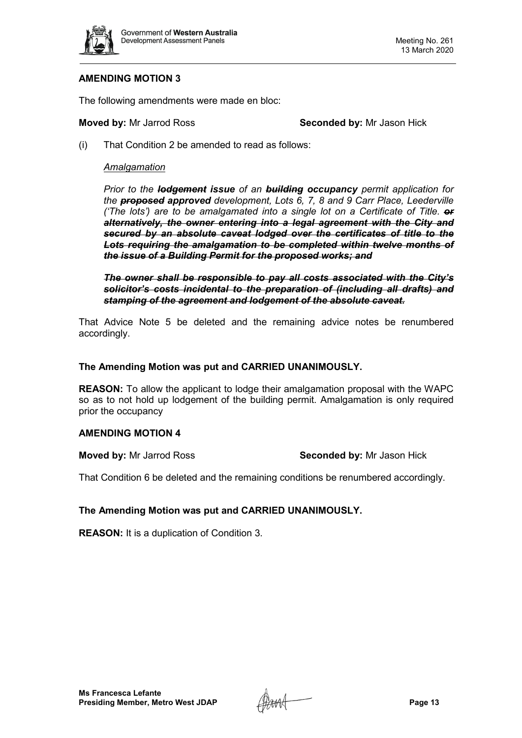### AMENDING MOTION 3

The following amendments were made en bloc:

**Moved by:** Mr Jarrod Ross **Seconded by:** Mr Jason Hick

(i) That Condition 2 be amended to read as follows:

*Amalgamation*

*Prior to the* ***~~lodgement~~*** ***issue*** *of an* ***~~building~~*** ***occupancy*** *permit application for the* ***~~proposed~~*** ***approved*** *development, Lots 6, 7, 8 and 9 Carr Place, Leederville ('The lots') are to be amalgamated into a single lot on a Certificate of Title.* ***~~or alternatively, the owner entering into a legal agreement with the City and secured by an absolute caveat lodged over the certificates of title to the Lots requiring the amalgamation to be completed within twelve months of the issue of a Building Permit for the proposed works; and~~***

***~~The owner shall be responsible to pay all costs associated with the City's solicitor's costs incidental to the preparation of (including all drafts) and stamping of the agreement and lodgement of the absolute caveat.~~***

That Advice Note 5 be deleted and the remaining advice notes be renumbered accordingly.

**The Amending Motion was put and CARRIED UNANIMOUSLY.**

**REASON:** To allow the applicant to lodge their amalgamation proposal with the WAPC so as to not hold up lodgement of the building permit. Amalgamation is only required prior the occupancy

### AMENDING MOTION 4

**Moved by:** Mr Jarrod Ross **Seconded by:** Mr Jason Hick

That Condition 6 be deleted and the remaining conditions be renumbered accordingly.

**The Amending Motion was put and CARRIED UNANIMOUSLY.**

**REASON:** It is a duplication of Condition 3.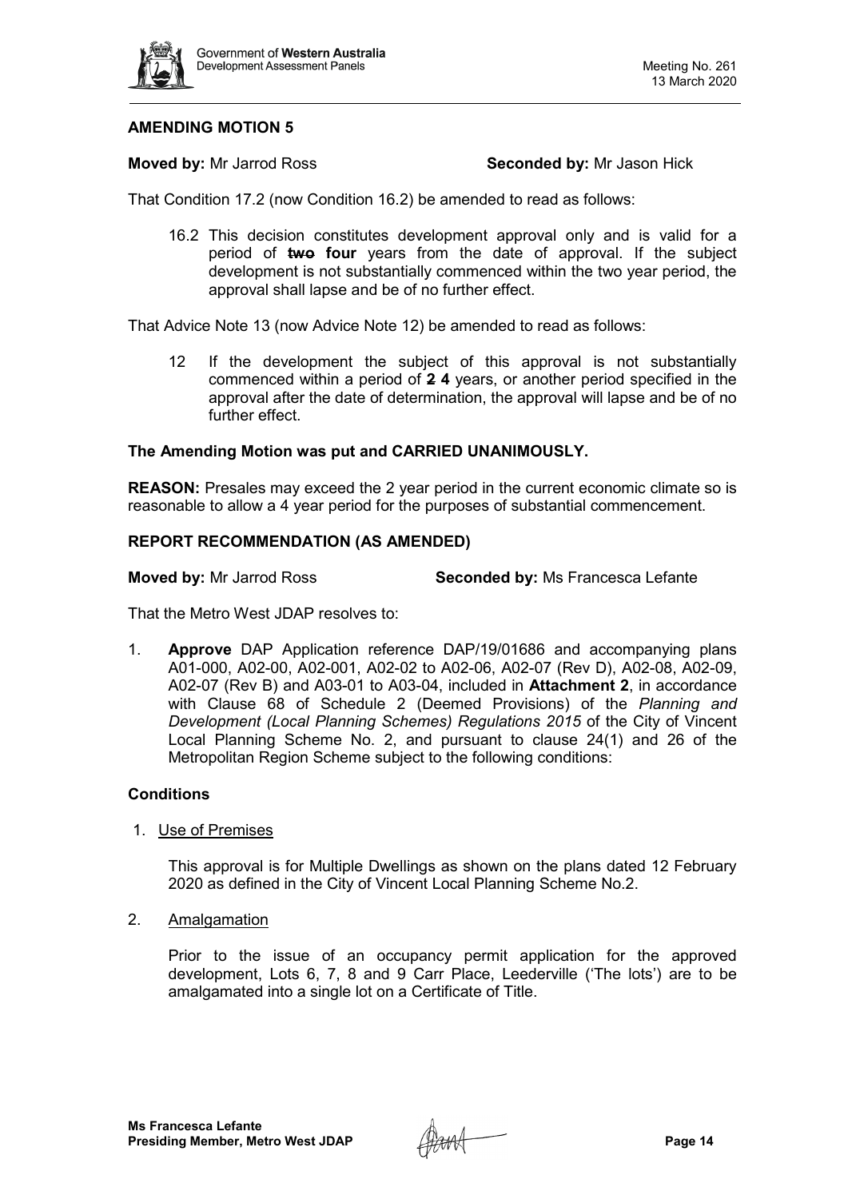**AMENDING MOTION 5**

**Moved by:** Mr Jarrod Ross **Seconded by:** Mr Jason Hick

That Condition 17.2 (now Condition 16.2) be amended to read as follows:

> 16.2 This decision constitutes development approval only and is valid for a period of ~~**two**~~ **four** years from the date of approval. If the subject development is not substantially commenced within the two year period, the approval shall lapse and be of no further effect.

That Advice Note 13 (now Advice Note 12) be amended to read as follows:

> 12 If the development the subject of this approval is not substantially commenced within a period of ~~**2**~~ **4** years, or another period specified in the approval after the date of determination, the approval will lapse and be of no further effect.

**The Amending Motion was put and CARRIED UNANIMOUSLY.**

**REASON:** Presales may exceed the 2 year period in the current economic climate so is reasonable to allow a 4 year period for the purposes of substantial commencement.

**REPORT RECOMMENDATION (AS AMENDED)**

**Moved by:** Mr Jarrod Ross **Seconded by:** Ms Francesca Lefante

That the Metro West JDAP resolves to:

1. **Approve** DAP Application reference DAP/19/01686 and accompanying plans A01-000, A02-00, A02-001, A02-02 to A02-06, A02-07 (Rev D), A02-08, A02-09, A02-07 (Rev B) and A03-01 to A03-04, included in **Attachment 2**, in accordance with Clause 68 of Schedule 2 (Deemed Provisions) of the *Planning and Development (Local Planning Schemes) Regulations 2015* of the City of Vincent Local Planning Scheme No. 2, and pursuant to clause 24(1) and 26 of the Metropolitan Region Scheme subject to the following conditions:

**Conditions**

1. Use of Premises

   This approval is for Multiple Dwellings as shown on the plans dated 12 February 2020 as defined in the City of Vincent Local Planning Scheme No.2.

2. Amalgamation

   Prior to the issue of an occupancy permit application for the approved development, Lots 6, 7, 8 and 9 Carr Place, Leederville ('The lots') are to be amalgamated into a single lot on a Certificate of Title.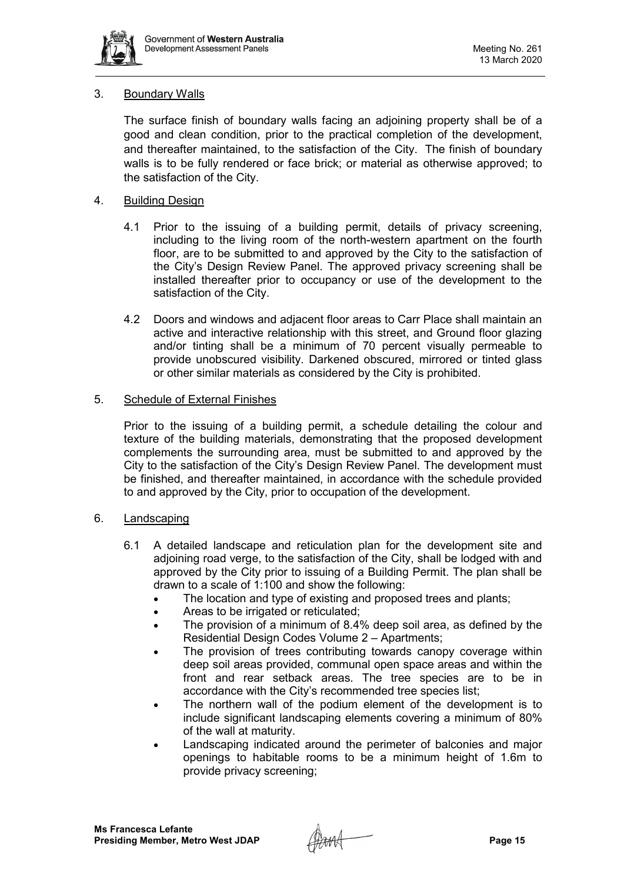3. Boundary Walls

   The surface finish of boundary walls facing an adjoining property shall be of a good and clean condition, prior to the practical completion of the development, and thereafter maintained, to the satisfaction of the City. The finish of boundary walls is to be fully rendered or face brick; or material as otherwise approved; to the satisfaction of the City.

4. Building Design

   4.1 Prior to the issuing of a building permit, details of privacy screening, including to the living room of the north-western apartment on the fourth floor, are to be submitted to and approved by the City to the satisfaction of the City's Design Review Panel. The approved privacy screening shall be installed thereafter prior to occupancy or use of the development to the satisfaction of the City.

   4.2 Doors and windows and adjacent floor areas to Carr Place shall maintain an active and interactive relationship with this street, and Ground floor glazing and/or tinting shall be a minimum of 70 percent visually permeable to provide unobscured visibility. Darkened obscured, mirrored or tinted glass or other similar materials as considered by the City is prohibited.

5. Schedule of External Finishes

   Prior to the issuing of a building permit, a schedule detailing the colour and texture of the building materials, demonstrating that the proposed development complements the surrounding area, must be submitted to and approved by the City to the satisfaction of the City's Design Review Panel. The development must be finished, and thereafter maintained, in accordance with the schedule provided to and approved by the City, prior to occupation of the development.

6. Landscaping

   6.1 A detailed landscape and reticulation plan for the development site and adjoining road verge, to the satisfaction of the City, shall be lodged with and approved by the City prior to issuing of a Building Permit. The plan shall be drawn to a scale of 1:100 and show the following:
   - The location and type of existing and proposed trees and plants;
   - Areas to be irrigated or reticulated;
   - The provision of a minimum of 8.4% deep soil area, as defined by the Residential Design Codes Volume 2 – Apartments;
   - The provision of trees contributing towards canopy coverage within deep soil areas provided, communal open space areas and within the front and rear setback areas. The tree species are to be in accordance with the City's recommended tree species list;
   - The northern wall of the podium element of the development is to include significant landscaping elements covering a minimum of 80% of the wall at maturity.
   - Landscaping indicated around the perimeter of balconies and major openings to habitable rooms to be a minimum height of 1.6m to provide privacy screening;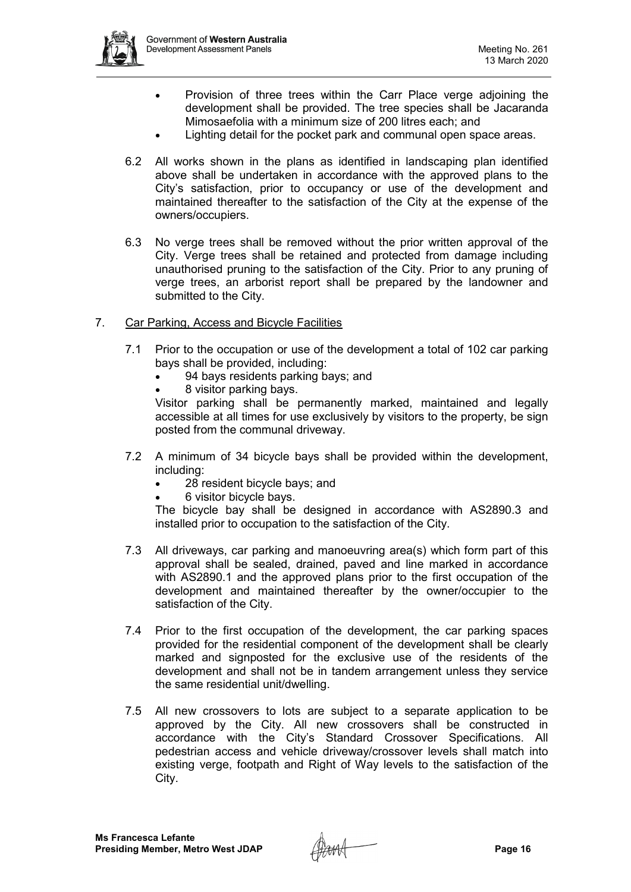- Provision of three trees within the Carr Place verge adjoining the development shall be provided. The tree species shall be Jacaranda Mimosaefolia with a minimum size of 200 litres each; and
- Lighting detail for the pocket park and communal open space areas.

6.2 All works shown in the plans as identified in landscaping plan identified above shall be undertaken in accordance with the approved plans to the City's satisfaction, prior to occupancy or use of the development and maintained thereafter to the satisfaction of the City at the expense of the owners/occupiers.

6.3 No verge trees shall be removed without the prior written approval of the City. Verge trees shall be retained and protected from damage including unauthorised pruning to the satisfaction of the City. Prior to any pruning of verge trees, an arborist report shall be prepared by the landowner and submitted to the City.

7. <u>Car Parking, Access and Bicycle Facilities</u>

7.1 Prior to the occupation or use of the development a total of 102 car parking bays shall be provided, including:
- 94 bays residents parking bays; and
- 8 visitor parking bays.

Visitor parking shall be permanently marked, maintained and legally accessible at all times for use exclusively by visitors to the property, be sign posted from the communal driveway.

7.2 A minimum of 34 bicycle bays shall be provided within the development, including:
- 28 resident bicycle bays; and
- 6 visitor bicycle bays.

The bicycle bay shall be designed in accordance with AS2890.3 and installed prior to occupation to the satisfaction of the City.

7.3 All driveways, car parking and manoeuvring area(s) which form part of this approval shall be sealed, drained, paved and line marked in accordance with AS2890.1 and the approved plans prior to the first occupation of the development and maintained thereafter by the owner/occupier to the satisfaction of the City.

7.4 Prior to the first occupation of the development, the car parking spaces provided for the residential component of the development shall be clearly marked and signposted for the exclusive use of the residents of the development and shall not be in tandem arrangement unless they service the same residential unit/dwelling.

7.5 All new crossovers to lots are subject to a separate application to be approved by the City. All new crossovers shall be constructed in accordance with the City's Standard Crossover Specifications. All pedestrian access and vehicle driveway/crossover levels shall match into existing verge, footpath and Right of Way levels to the satisfaction of the City.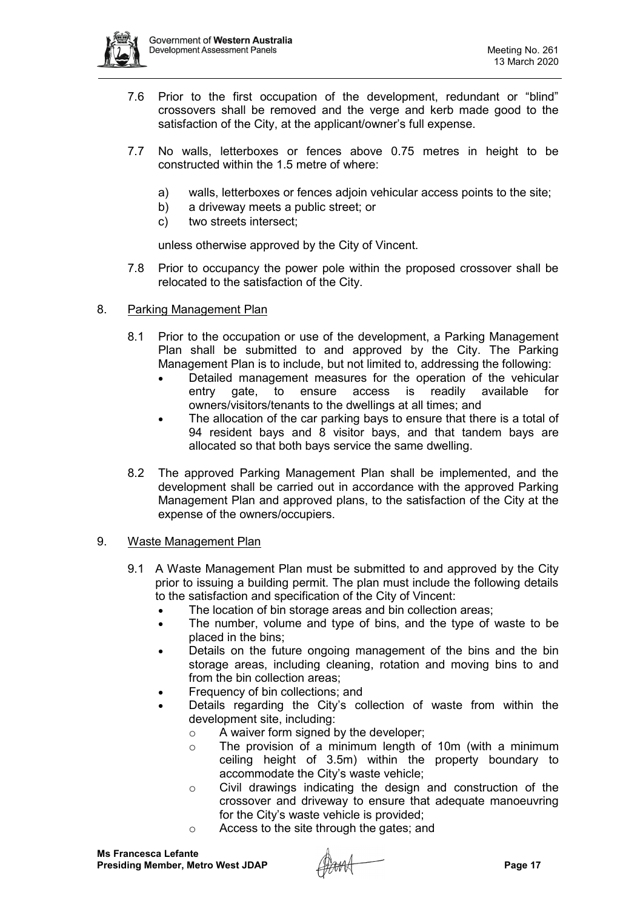7.6 Prior to the first occupation of the development, redundant or "blind" crossovers shall be removed and the verge and kerb made good to the satisfaction of the City, at the applicant/owner's full expense.

7.7 No walls, letterboxes or fences above 0.75 metres in height to be constructed within the 1.5 metre of where:

a) walls, letterboxes or fences adjoin vehicular access points to the site;
b) a driveway meets a public street; or
c) two streets intersect;

unless otherwise approved by the City of Vincent.

7.8 Prior to occupancy the power pole within the proposed crossover shall be relocated to the satisfaction of the City.

8. Parking Management Plan

8.1 Prior to the occupation or use of the development, a Parking Management Plan shall be submitted to and approved by the City. The Parking Management Plan is to include, but not limited to, addressing the following:

- Detailed management measures for the operation of the vehicular entry gate, to ensure access is readily available for owners/visitors/tenants to the dwellings at all times; and
- The allocation of the car parking bays to ensure that there is a total of 94 resident bays and 8 visitor bays, and that tandem bays are allocated so that both bays service the same dwelling.

8.2 The approved Parking Management Plan shall be implemented, and the development shall be carried out in accordance with the approved Parking Management Plan and approved plans, to the satisfaction of the City at the expense of the owners/occupiers.

9. Waste Management Plan

9.1 A Waste Management Plan must be submitted to and approved by the City prior to issuing a building permit. The plan must include the following details to the satisfaction and specification of the City of Vincent:

- The location of bin storage areas and bin collection areas;
- The number, volume and type of bins, and the type of waste to be placed in the bins;
- Details on the future ongoing management of the bins and the bin storage areas, including cleaning, rotation and moving bins to and from the bin collection areas;
- Frequency of bin collections; and
- Details regarding the City's collection of waste from within the development site, including:
  - A waiver form signed by the developer;
  - The provision of a minimum length of 10m (with a minimum ceiling height of 3.5m) within the property boundary to accommodate the City's waste vehicle;
  - Civil drawings indicating the design and construction of the crossover and driveway to ensure that adequate manoeuvring for the City's waste vehicle is provided;
  - Access to the site through the gates; and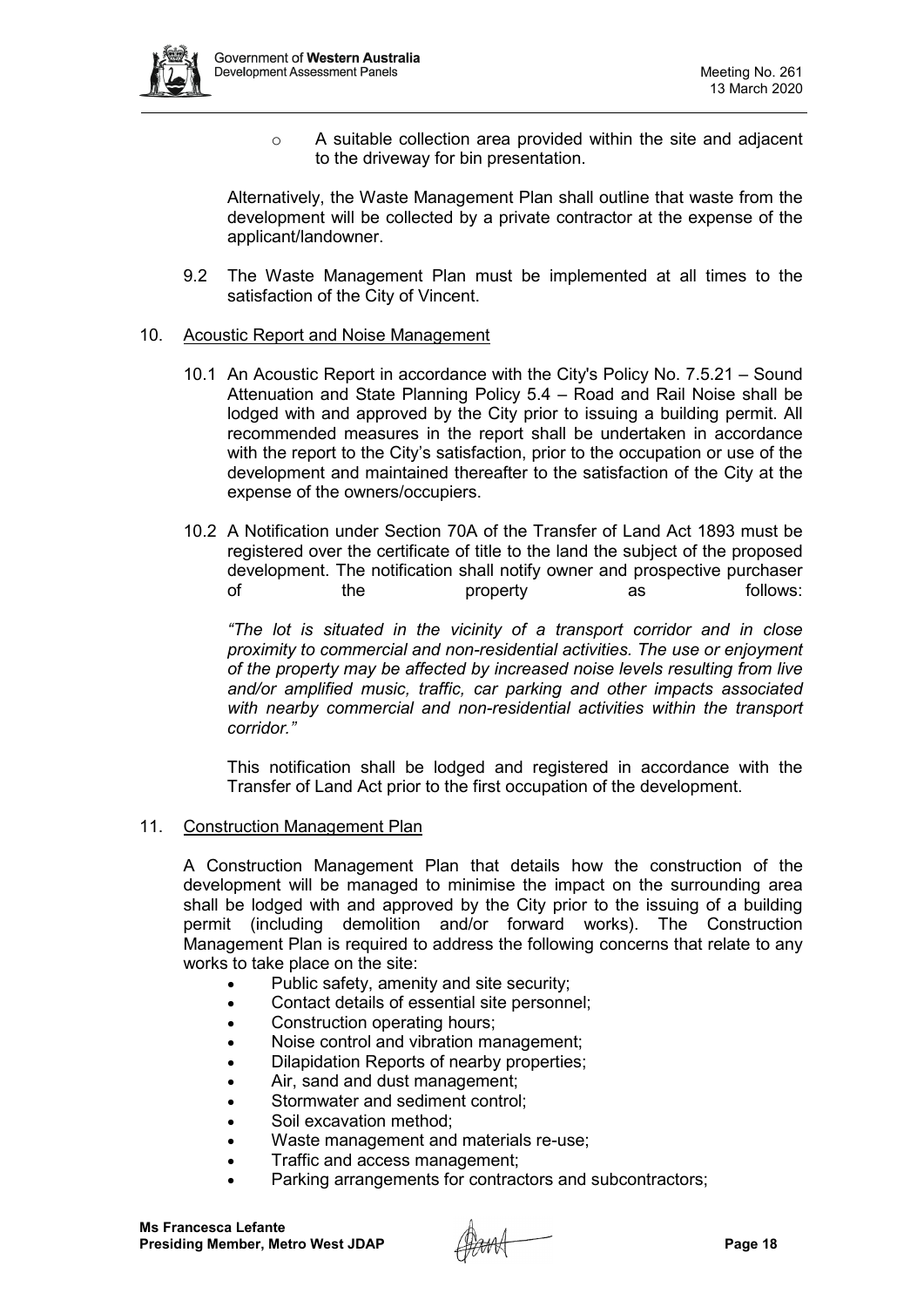- A suitable collection area provided within the site and adjacent to the driveway for bin presentation.

Alternatively, the Waste Management Plan shall outline that waste from the development will be collected by a private contractor at the expense of the applicant/landowner.

9.2 The Waste Management Plan must be implemented at all times to the satisfaction of the City of Vincent.

10. Acoustic Report and Noise Management

10.1 An Acoustic Report in accordance with the City's Policy No. 7.5.21 – Sound Attenuation and State Planning Policy 5.4 – Road and Rail Noise shall be lodged with and approved by the City prior to issuing a building permit. All recommended measures in the report shall be undertaken in accordance with the report to the City's satisfaction, prior to the occupation or use of the development and maintained thereafter to the satisfaction of the City at the expense of the owners/occupiers.

10.2 A Notification under Section 70A of the Transfer of Land Act 1893 must be registered over the certificate of title to the land the subject of the proposed development. The notification shall notify owner and prospective purchaser of the property as follows:

*"The lot is situated in the vicinity of a transport corridor and in close proximity to commercial and non-residential activities. The use or enjoyment of the property may be affected by increased noise levels resulting from live and/or amplified music, traffic, car parking and other impacts associated with nearby commercial and non-residential activities within the transport corridor."*

This notification shall be lodged and registered in accordance with the Transfer of Land Act prior to the first occupation of the development.

11. Construction Management Plan

A Construction Management Plan that details how the construction of the development will be managed to minimise the impact on the surrounding area shall be lodged with and approved by the City prior to the issuing of a building permit (including demolition and/or forward works). The Construction Management Plan is required to address the following concerns that relate to any works to take place on the site:

- Public safety, amenity and site security;
- Contact details of essential site personnel;
- Construction operating hours;
- Noise control and vibration management;
- Dilapidation Reports of nearby properties;
- Air, sand and dust management;
- Stormwater and sediment control;
- Soil excavation method;
- Waste management and materials re-use;
- Traffic and access management;
- Parking arrangements for contractors and subcontractors;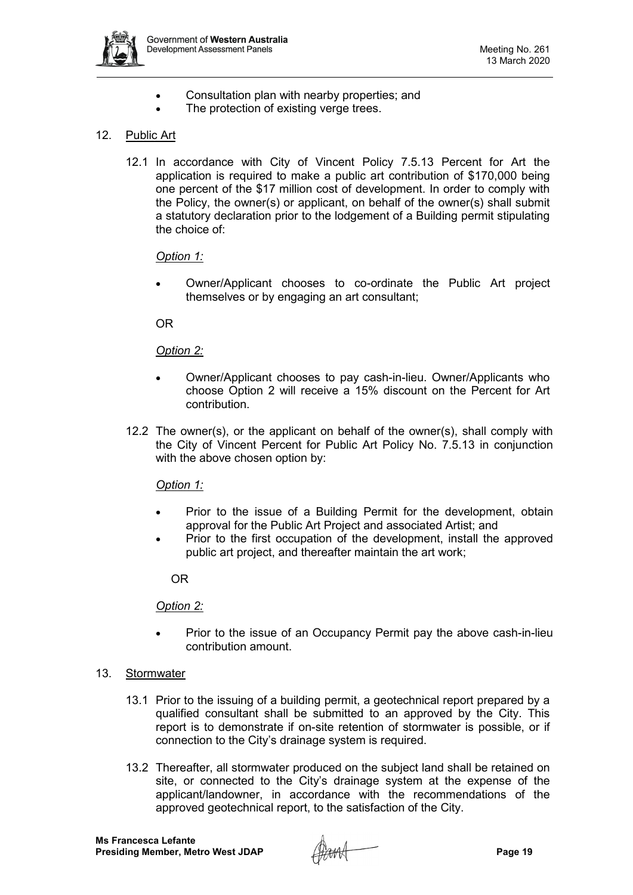- Consultation plan with nearby properties; and
- The protection of existing verge trees.

12. Public Art

12.1 In accordance with City of Vincent Policy 7.5.13 Percent for Art the application is required to make a public art contribution of $170,000 being one percent of the $17 million cost of development. In order to comply with the Policy, the owner(s) or applicant, on behalf of the owner(s) shall submit a statutory declaration prior to the lodgement of a Building permit stipulating the choice of:

*Option 1:*

- Owner/Applicant chooses to co-ordinate the Public Art project themselves or by engaging an art consultant;

OR

*Option 2:*

- Owner/Applicant chooses to pay cash-in-lieu. Owner/Applicants who choose Option 2 will receive a 15% discount on the Percent for Art contribution.

12.2 The owner(s), or the applicant on behalf of the owner(s), shall comply with the City of Vincent Percent for Public Art Policy No. 7.5.13 in conjunction with the above chosen option by:

*Option 1:*

- Prior to the issue of a Building Permit for the development, obtain approval for the Public Art Project and associated Artist; and
- Prior to the first occupation of the development, install the approved public art project, and thereafter maintain the art work;

OR

*Option 2:*

- Prior to the issue of an Occupancy Permit pay the above cash-in-lieu contribution amount.

13. Stormwater

13.1 Prior to the issuing of a building permit, a geotechnical report prepared by a qualified consultant shall be submitted to an approved by the City. This report is to demonstrate if on-site retention of stormwater is possible, or if connection to the City's drainage system is required.

13.2 Thereafter, all stormwater produced on the subject land shall be retained on site, or connected to the City's drainage system at the expense of the applicant/landowner, in accordance with the recommendations of the approved geotechnical report, to the satisfaction of the City.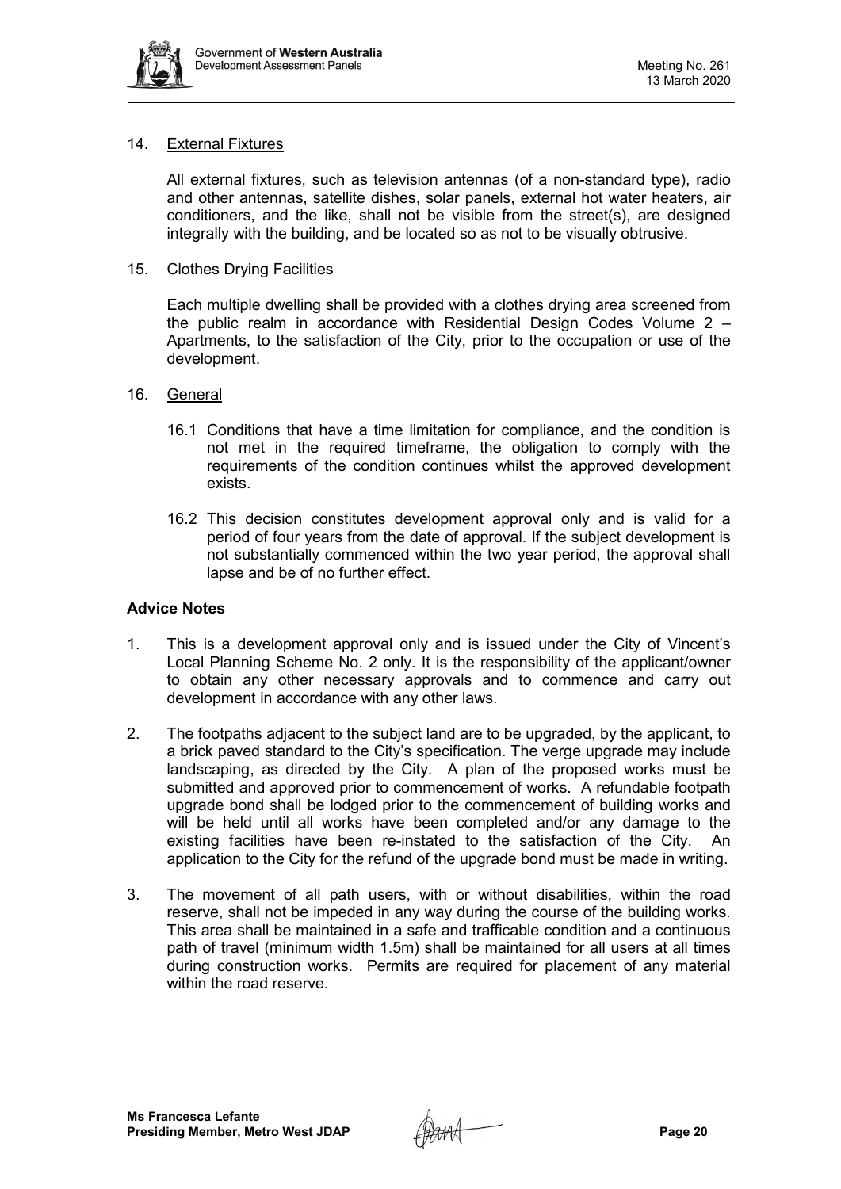14. External Fixtures

    All external fixtures, such as television antennas (of a non-standard type), radio and other antennas, satellite dishes, solar panels, external hot water heaters, air conditioners, and the like, shall not be visible from the street(s), are designed integrally with the building, and be located so as not to be visually obtrusive.

15. Clothes Drying Facilities

    Each multiple dwelling shall be provided with a clothes drying area screened from the public realm in accordance with Residential Design Codes Volume 2 – Apartments, to the satisfaction of the City, prior to the occupation or use of the development.

16. General

    16.1 Conditions that have a time limitation for compliance, and the condition is not met in the required timeframe, the obligation to comply with the requirements of the condition continues whilst the approved development exists.

    16.2 This decision constitutes development approval only and is valid for a period of four years from the date of approval. If the subject development is not substantially commenced within the two year period, the approval shall lapse and be of no further effect.

**Advice Notes**

1. This is a development approval only and is issued under the City of Vincent's Local Planning Scheme No. 2 only. It is the responsibility of the applicant/owner to obtain any other necessary approvals and to commence and carry out development in accordance with any other laws.

2. The footpaths adjacent to the subject land are to be upgraded, by the applicant, to a brick paved standard to the City's specification. The verge upgrade may include landscaping, as directed by the City. A plan of the proposed works must be submitted and approved prior to commencement of works. A refundable footpath upgrade bond shall be lodged prior to the commencement of building works and will be held until all works have been completed and/or any damage to the existing facilities have been re-instated to the satisfaction of the City. An application to the City for the refund of the upgrade bond must be made in writing.

3. The movement of all path users, with or without disabilities, within the road reserve, shall not be impeded in any way during the course of the building works. This area shall be maintained in a safe and trafficable condition and a continuous path of travel (minimum width 1.5m) shall be maintained for all users at all times during construction works. Permits are required for placement of any material within the road reserve.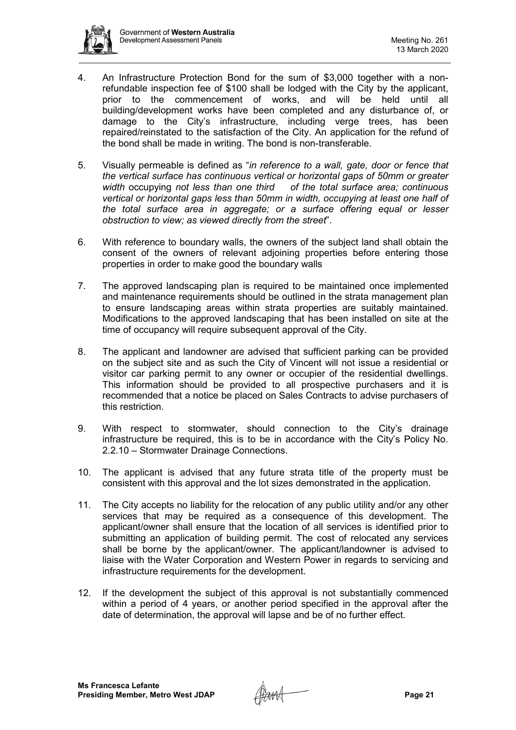4. An Infrastructure Protection Bond for the sum of $3,000 together with a non-refundable inspection fee of $100 shall be lodged with the City by the applicant, prior to the commencement of works, and will be held until all building/development works have been completed and any disturbance of, or damage to the City's infrastructure, including verge trees, has been repaired/reinstated to the satisfaction of the City. An application for the refund of the bond shall be made in writing. The bond is non-transferable.

5. Visually permeable is defined as "*in reference to a wall, gate, door or fence that the vertical surface has continuous vertical or horizontal gaps of 50mm or greater width* occupying *not less than one third of the total surface area; continuous vertical or horizontal gaps less than 50mm in width, occupying at least one half of the total surface area in aggregate; or a surface offering equal or lesser obstruction to view; as viewed directly from the street*".

6. With reference to boundary walls, the owners of the subject land shall obtain the consent of the owners of relevant adjoining properties before entering those properties in order to make good the boundary walls

7. The approved landscaping plan is required to be maintained once implemented and maintenance requirements should be outlined in the strata management plan to ensure landscaping areas within strata properties are suitably maintained. Modifications to the approved landscaping that has been installed on site at the time of occupancy will require subsequent approval of the City.

8. The applicant and landowner are advised that sufficient parking can be provided on the subject site and as such the City of Vincent will not issue a residential or visitor car parking permit to any owner or occupier of the residential dwellings. This information should be provided to all prospective purchasers and it is recommended that a notice be placed on Sales Contracts to advise purchasers of this restriction.

9. With respect to stormwater, should connection to the City's drainage infrastructure be required, this is to be in accordance with the City's Policy No. 2.2.10 – Stormwater Drainage Connections.

10. The applicant is advised that any future strata title of the property must be consistent with this approval and the lot sizes demonstrated in the application.

11. The City accepts no liability for the relocation of any public utility and/or any other services that may be required as a consequence of this development. The applicant/owner shall ensure that the location of all services is identified prior to submitting an application of building permit. The cost of relocated any services shall be borne by the applicant/owner. The applicant/landowner is advised to liaise with the Water Corporation and Western Power in regards to servicing and infrastructure requirements for the development.

12. If the development the subject of this approval is not substantially commenced within a period of 4 years, or another period specified in the approval after the date of determination, the approval will lapse and be of no further effect.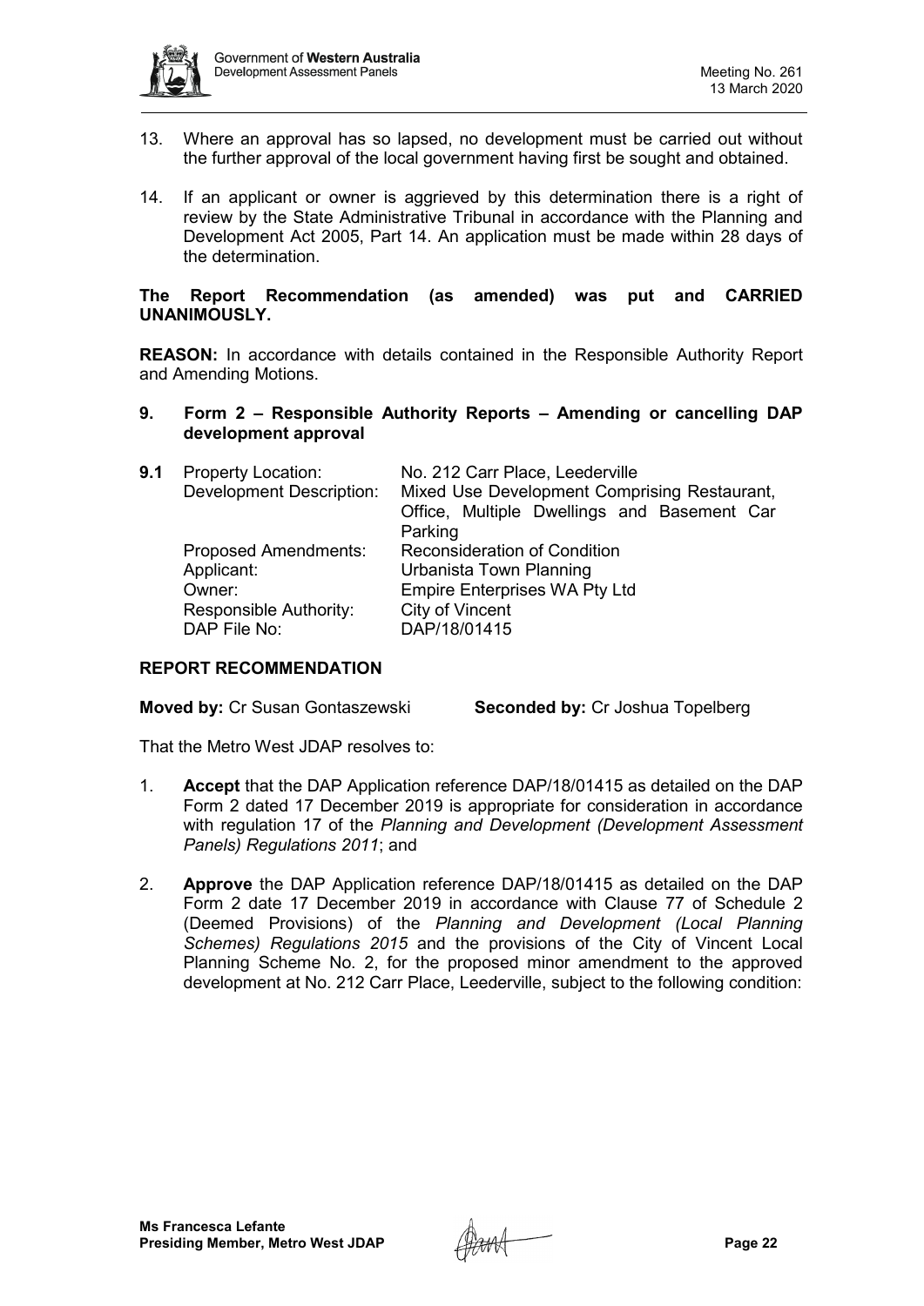13. Where an approval has so lapsed, no development must be carried out without the further approval of the local government having first be sought and obtained.

14. If an applicant or owner is aggrieved by this determination there is a right of review by the State Administrative Tribunal in accordance with the Planning and Development Act 2005, Part 14. An application must be made within 28 days of the determination.

**The Report Recommendation (as amended) was put and CARRIED UNANIMOUSLY.**

**REASON:** In accordance with details contained in the Responsible Authority Report and Amending Motions.

## 9. Form 2 – Responsible Authority Reports – Amending or cancelling DAP development approval

| **9.1** | Property Location: | No. 212 Carr Place, Leederville |
|---|---|---|
| | Development Description: | Mixed Use Development Comprising Restaurant, Office, Multiple Dwellings and Basement Car Parking |
| | Proposed Amendments: | Reconsideration of Condition |
| | Applicant: | Urbanista Town Planning |
| | Owner: | Empire Enterprises WA Pty Ltd |
| | Responsible Authority: | City of Vincent |
| | DAP File No: | DAP/18/01415 |

### REPORT RECOMMENDATION

**Moved by:** Cr Susan Gontaszewski **Seconded by:** Cr Joshua Topelberg

That the Metro West JDAP resolves to:

1. **Accept** that the DAP Application reference DAP/18/01415 as detailed on the DAP Form 2 dated 17 December 2019 is appropriate for consideration in accordance with regulation 17 of the *Planning and Development (Development Assessment Panels) Regulations 2011*; and

2. **Approve** the DAP Application reference DAP/18/01415 as detailed on the DAP Form 2 date 17 December 2019 in accordance with Clause 77 of Schedule 2 (Deemed Provisions) of the *Planning and Development (Local Planning Schemes) Regulations 2015* and the provisions of the City of Vincent Local Planning Scheme No. 2, for the proposed minor amendment to the approved development at No. 212 Carr Place, Leederville, subject to the following condition: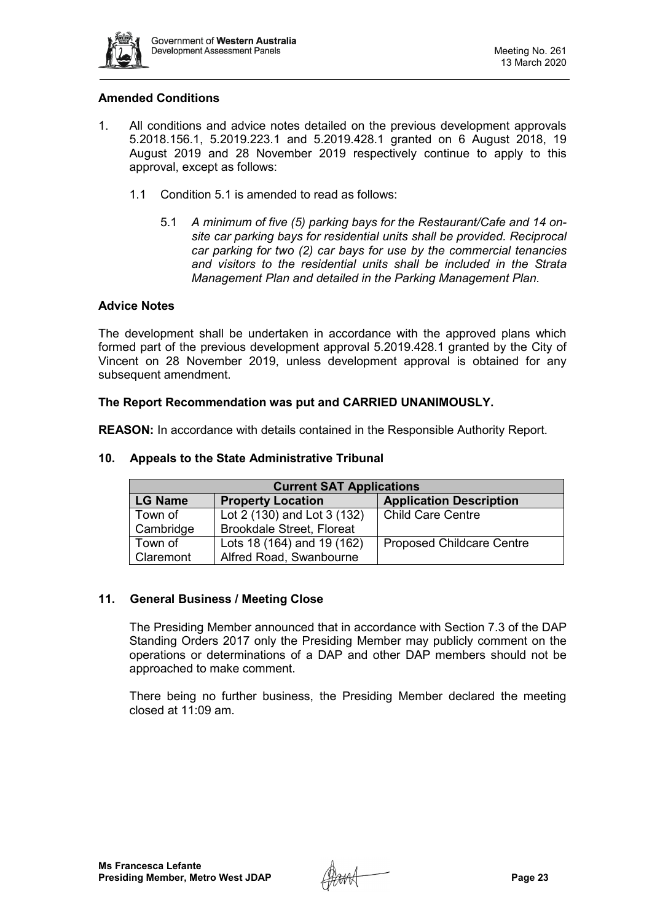**Amended Conditions**

1. All conditions and advice notes detailed on the previous development approvals 5.2018.156.1, 5.2019.223.1 and 5.2019.428.1 granted on 6 August 2018, 19 August 2019 and 28 November 2019 respectively continue to apply to this approval, except as follows:

   1.1 Condition 5.1 is amended to read as follows:

   5.1 *A minimum of five (5) parking bays for the Restaurant/Cafe and 14 on-site car parking bays for residential units shall be provided. Reciprocal car parking for two (2) car bays for use by the commercial tenancies and visitors to the residential units shall be included in the Strata Management Plan and detailed in the Parking Management Plan.*

**Advice Notes**

The development shall be undertaken in accordance with the approved plans which formed part of the previous development approval 5.2019.428.1 granted by the City of Vincent on 28 November 2019, unless development approval is obtained for any subsequent amendment.

**The Report Recommendation was put and CARRIED UNANIMOUSLY.**

**REASON:** In accordance with details contained in the Responsible Authority Report.

## 10. Appeals to the State Administrative Tribunal

| **Current SAT Applications** | | |
|---|---|---|
| **LG Name** | **Property Location** | **Application Description** |
| Town of Cambridge | Lot 2 (130) and Lot 3 (132) Brookdale Street, Floreat | Child Care Centre |
| Town of Claremont | Lots 18 (164) and 19 (162) Alfred Road, Swanbourne | Proposed Childcare Centre |

## 11. General Business / Meeting Close

The Presiding Member announced that in accordance with Section 7.3 of the DAP Standing Orders 2017 only the Presiding Member may publicly comment on the operations or determinations of a DAP and other DAP members should not be approached to make comment.

There being no further business, the Presiding Member declared the meeting closed at 11:09 am.